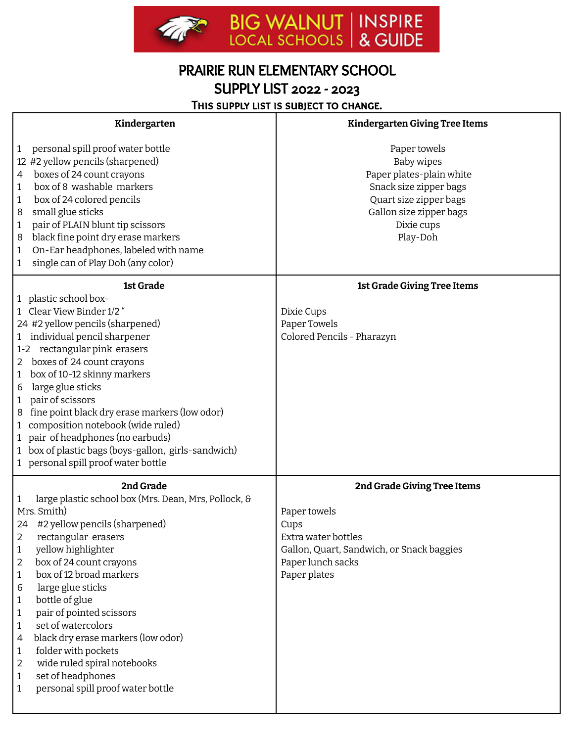BIG WALNUT LOCAL SCHOOLS | INSPIRE & GUIDE

# PRAIRIE RUN ELEMENTARY SCHOOL
# SUPPLY LIST 2022 - 2023

**This supply list is subject to change.**

| Kindergarten | Kindergarten Giving Tree Items |
|---|---|
| 1 personal spill proof water bottle<br>12 #2 yellow pencils (sharpened)<br>4 boxes of 24 count crayons<br>1 box of 8 washable markers<br>1 box of 24 colored pencils<br>8 small glue sticks<br>1 pair of PLAIN blunt tip scissors<br>8 black fine point dry erase markers<br>1 On-Ear headphones, labeled with name<br>1 single can of Play Doh (any color) | Paper towels<br>Baby wipes<br>Paper plates-plain white<br>Snack size zipper bags<br>Quart size zipper bags<br>Gallon size zipper bags<br>Dixie cups<br>Play-Doh |
| **1st Grade** | **1st Grade Giving Tree Items** |
| 1 plastic school box-<br>1 Clear View Binder 1/2 "<br>24 #2 yellow pencils (sharpened)<br>1 individual pencil sharpener<br>1-2 rectangular pink erasers<br>2 boxes of 24 count crayons<br>1 box of 10-12 skinny markers<br>6 large glue sticks<br>1 pair of scissors<br>8 fine point black dry erase markers (low odor)<br>1 composition notebook (wide ruled)<br>1 pair of headphones (no earbuds)<br>1 box of plastic bags (boys-gallon, girls-sandwich)<br>1 personal spill proof water bottle | Dixie Cups<br>Paper Towels<br>Colored Pencils - Pharazyn |
| **2nd Grade** | **2nd Grade Giving Tree Items** |
| 1 large plastic school box (Mrs. Dean, Mrs, Pollock, & Mrs. Smith)<br>24 #2 yellow pencils (sharpened)<br>2 rectangular erasers<br>1 yellow highlighter<br>2 box of 24 count crayons<br>1 box of 12 broad markers<br>6 large glue sticks<br>1 bottle of glue<br>1 pair of pointed scissors<br>1 set of watercolors<br>4 black dry erase markers (low odor)<br>1 folder with pockets<br>2 wide ruled spiral notebooks<br>1 set of headphones<br>1 personal spill proof water bottle | Paper towels<br>Cups<br>Extra water bottles<br>Gallon, Quart, Sandwich, or Snack baggies<br>Paper lunch sacks<br>Paper plates |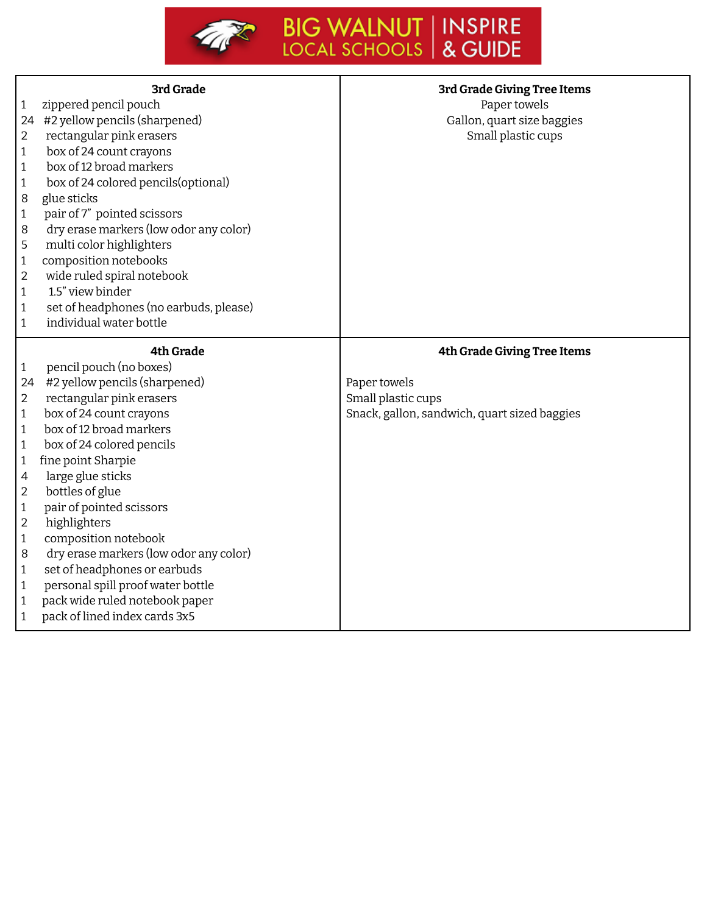BIG WALNUT LOCAL SCHOOLS | INSPIRE & GUIDE

| 3rd Grade | 3rd Grade Giving Tree Items |
|---|---|
| 1 zippered pencil pouch<br>24 #2 yellow pencils (sharpened)<br>2 rectangular pink erasers<br>1 box of 24 count crayons<br>1 box of 12 broad markers<br>1 box of 24 colored pencils(optional)<br>8 glue sticks<br>1 pair of 7" pointed scissors<br>8 dry erase markers (low odor any color)<br>5 multi color highlighters<br>1 composition notebooks<br>2 wide ruled spiral notebook<br>1 1.5" view binder<br>1 set of headphones (no earbuds, please)<br>1 individual water bottle | Paper towels<br>Gallon, quart size baggies<br>Small plastic cups |
| **4th Grade** | **4th Grade Giving Tree Items** |
| 1 pencil pouch (no boxes)<br>24 #2 yellow pencils (sharpened)<br>2 rectangular pink erasers<br>1 box of 24 count crayons<br>1 box of 12 broad markers<br>1 box of 24 colored pencils<br>1 fine point Sharpie<br>4 large glue sticks<br>2 bottles of glue<br>1 pair of pointed scissors<br>2 highlighters<br>1 composition notebook<br>8 dry erase markers (low odor any color)<br>1 set of headphones or earbuds<br>1 personal spill proof water bottle<br>1 pack wide ruled notebook paper<br>1 pack of lined index cards 3x5 | Paper towels<br>Small plastic cups<br>Snack, gallon, sandwich, quart sized baggies |